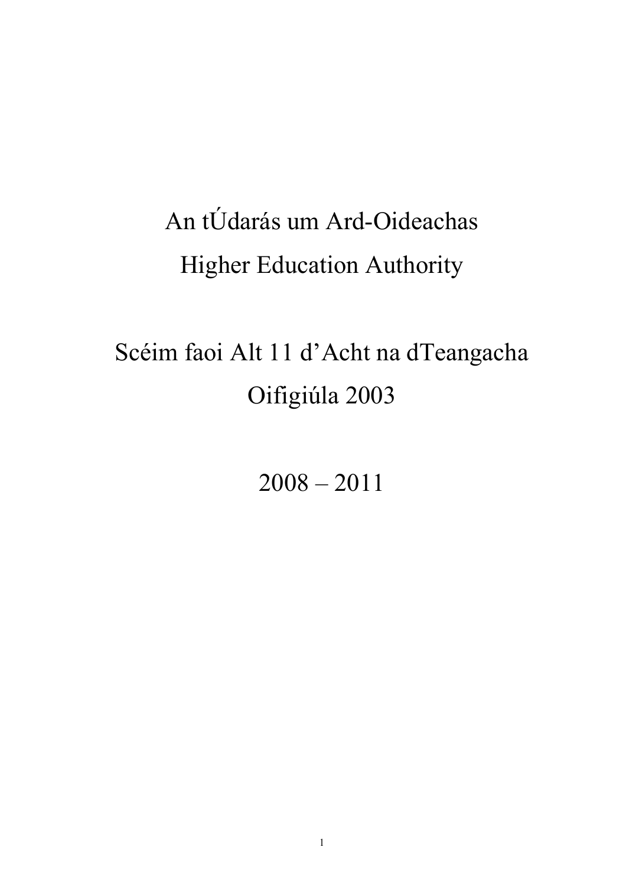# An tÚdarás um Ard-Oideachas
# Higher Education Authority

## Scéim faoi Alt 11 d'Acht na dTeangacha Oifigiúla 2003

## 2008 – 2011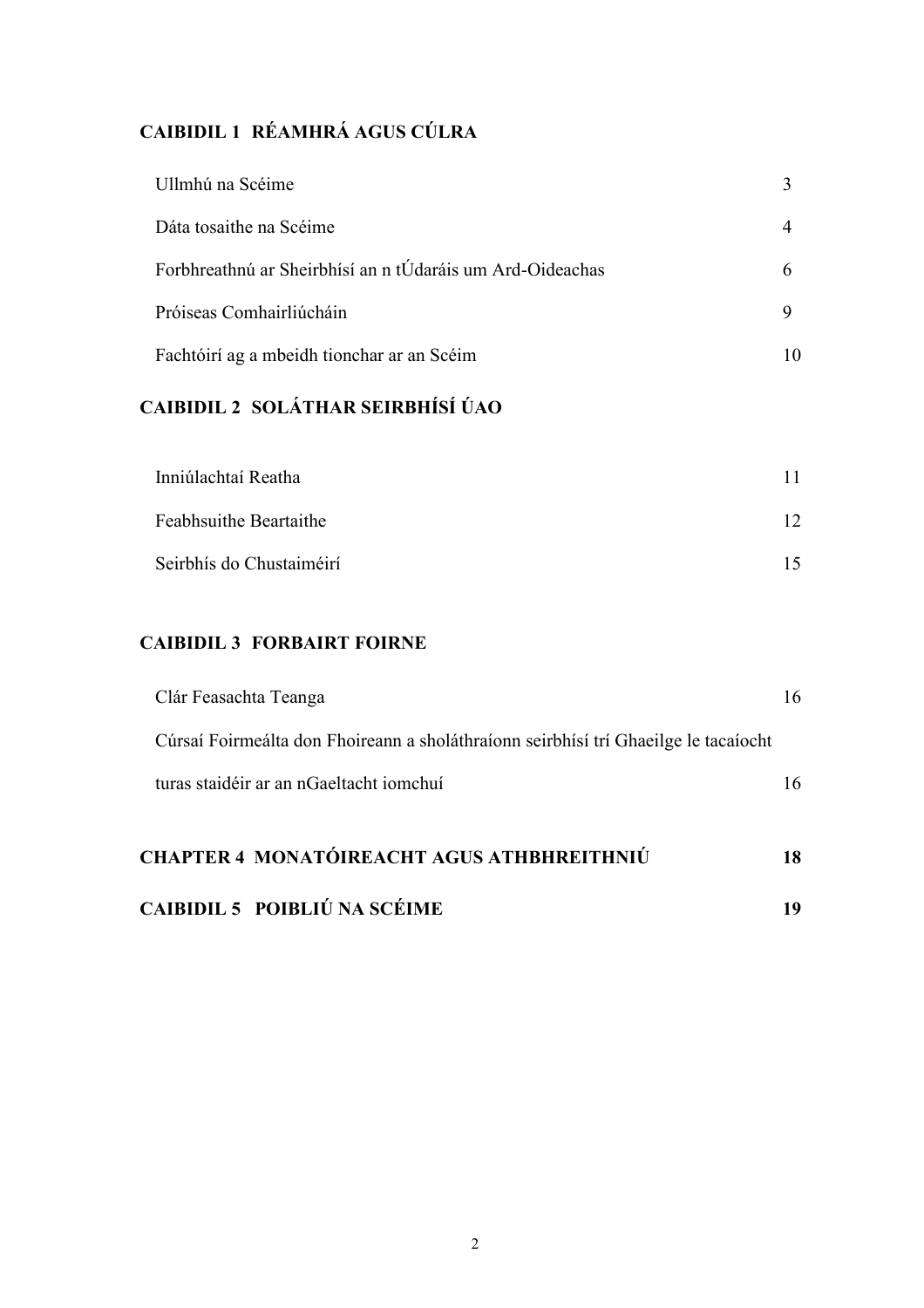## CAIBIDIL 1 RÉAMHRÁ AGUS CÚLRA

| | |
|---|---|
| Ullmhú na Scéime | 3 |
| Dáta tosaithe na Scéime | 4 |
| Forbhreathnú ar Sheirbhísí an n tÚdaráis um Ard-Oideachas | 6 |
| Próiseas Comhairliúcháin | 9 |
| Fachtóirí ag a mbeidh tionchar ar an Scéim | 10 |

## CAIBIDIL 2 SOLÁTHAR SEIRBHÍSÍ ÚAO

| | |
|---|---|
| Inniúlachtaí Reatha | 11 |
| Feabhsuithe Beartaithe | 12 |
| Seirbhís do Chustaiméirí | 15 |

## CAIBIDIL 3 FORBAIRT FOIRNE

| | |
|---|---|
| Clár Feasachta Teanga | 16 |
| Cúrsaí Foirmeálta don Fhoireann a sholáthraíonn seirbhísí trí Ghaeilge le tacaíocht turas staidéir ar an nGaeltacht iomchuí | 16 |

## CHAPTER 4 MONATÓIREACHT AGUS ATHBHREITHNIÚ 18

## CAIBIDIL 5 POIBLIÚ NA SCÉIME 19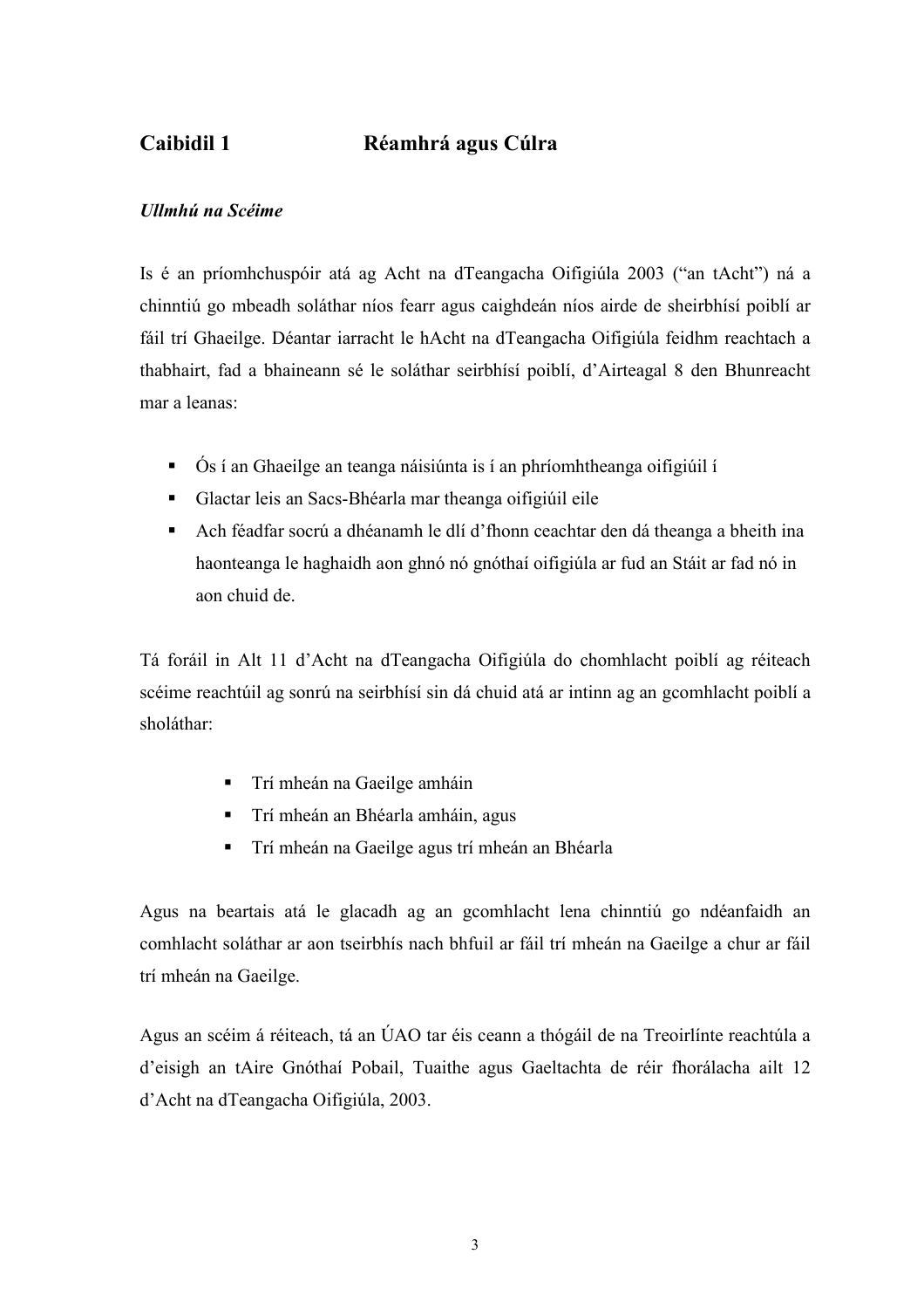# Caibidil 1 Réamhrá agus Cúlra

*Ullmhú na Scéime*

Is é an príomhchuspóir atá ag Acht na dTeangacha Oifigiúla 2003 ("an tAcht") ná a chinntiú go mbeadh soláthar níos fearr agus caighdeán níos airde de sheirbhísí poiblí ar fáil trí Ghaeilge. Déantar iarracht le hAcht na dTeangacha Oifigiúla feidhm reachtach a thabhairt, fad a bhaineann sé le soláthar seirbhísí poiblí, d'Airteagal 8 den Bhunreacht mar a leanas:

- Ós í an Ghaeilge an teanga náisiúnta is í an phríomhtheanga oifigiúil í
- Glactar leis an Sacs-Bhéarla mar theanga oifigiúil eile
- Ach féadfar socrú a dhéanamh le dlí d'fhonn ceachtar den dá theanga a bheith ina haonteanga le haghaidh aon ghnó nó gnóthaí oifigiúla ar fud an Stáit ar fad nó in aon chuid de.

Tá foráil in Alt 11 d'Acht na dTeangacha Oifigiúla do chomhlacht poiblí ag réiteach scéime reachtúil ag sonrú na seirbhísí sin dá chuid atá ar intinn ag an gcomhlacht poiblí a sholáthar:

- Trí mheán na Gaeilge amháin
- Trí mheán an Bhéarla amháin, agus
- Trí mheán na Gaeilge agus trí mheán an Bhéarla

Agus na beartais atá le glacadh ag an gcomhlacht lena chinntiú go ndéanfaidh an comhlacht soláthar ar aon tseirbhís nach bhfuil ar fáil trí mheán na Gaeilge a chur ar fáil trí mheán na Gaeilge.

Agus an scéim á réiteach, tá an ÚAO tar éis ceann a thógáil de na Treoirlínte reachtúla a d'eisigh an tAire Gnóthaí Pobail, Tuaithe agus Gaeltachta de réir fhorálacha ailt 12 d'Acht na dTeangacha Oifigiúla, 2003.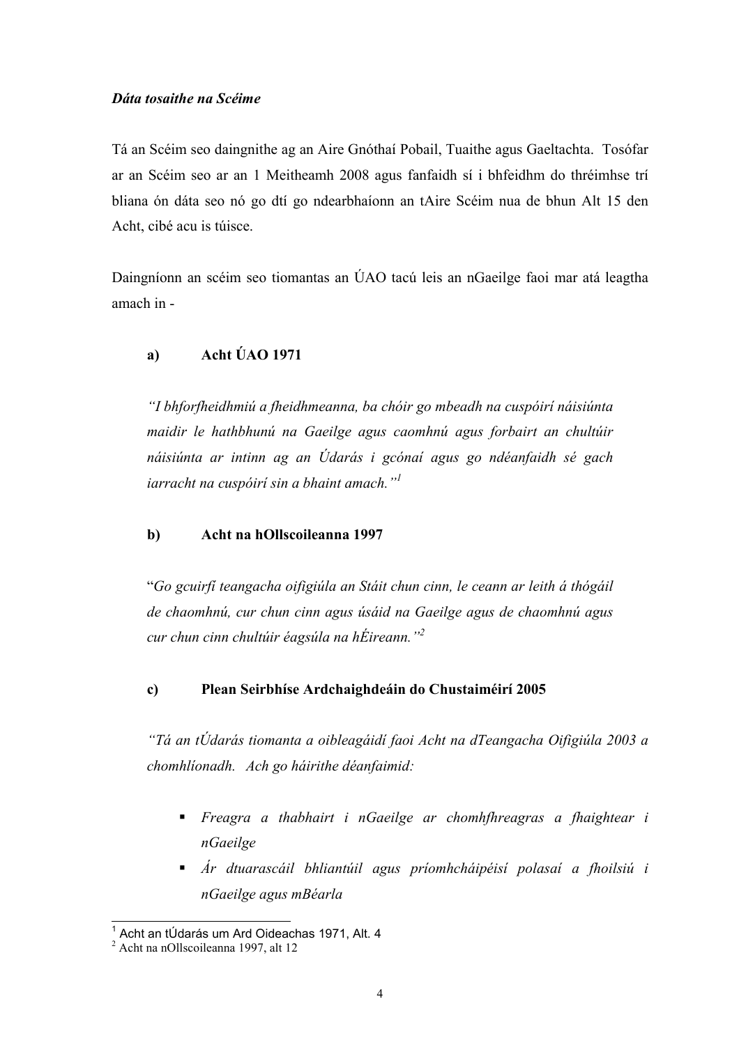***Dáta tosaithe na Scéime***

Tá an Scéim seo daingnithe ag an Aire Gnóthaí Pobail, Tuaithe agus Gaeltachta. Tosófar ar an Scéim seo ar an 1 Meitheamh 2008 agus fanfaidh sí i bhfeidhm do thréimhse trí bliana ón dáta seo nó go dtí go ndearbhaíonn an tAire Scéim nua de bhun Alt 15 den Acht, cibé acu is túisce.

Daingníonn an scéim seo tiomantas an ÚAO tacú leis an nGaeilge faoi mar atá leagtha amach in -

**a) Acht ÚAO 1971**

*"I bhforfheidhmiú a fheidhmeanna, ba chóir go mbeadh na cuspóirí náisiúnta maidir le hathbhunú na Gaeilge agus caomhnú agus forbairt an chultúir náisiúnta ar intinn ag an Údarás i gcónaí agus go ndéanfaidh sé gach iarracht na cuspóirí sin a bhaint amach."*[1]

**b) Acht na hOllscoileanna 1997**

"*Go gcuirfí teangacha oifigiúla an Stáit chun cinn, le ceann ar leith á thógáil de chaomhnú, cur chun cinn agus úsáid na Gaeilge agus de chaomhnú agus cur chun cinn chultúir éagsúla na hÉireann."*[2]

**c) Plean Seirbhíse Ardchaighdeáin do Chustaiméirí 2005**

*"Tá an tÚdarás tiomanta a oibleagáidí faoi Acht na dTeangacha Oifigiúla 2003 a chomhlíonadh. Ach go háirithe déanfaimid:*

- *Freagra a thabhairt i nGaeilge ar chomhfhreagras a fhaightear i nGaeilge*
- *Ár dtuarascáil bhliantúil agus príomhcháipéisí polasaí a fhoilsiú i nGaeilge agus mBéarla*

---

[1] Acht an tÚdarás um Ard Oideachas 1971, Alt. 4

[2] Acht na nOllscoileanna 1997, alt 12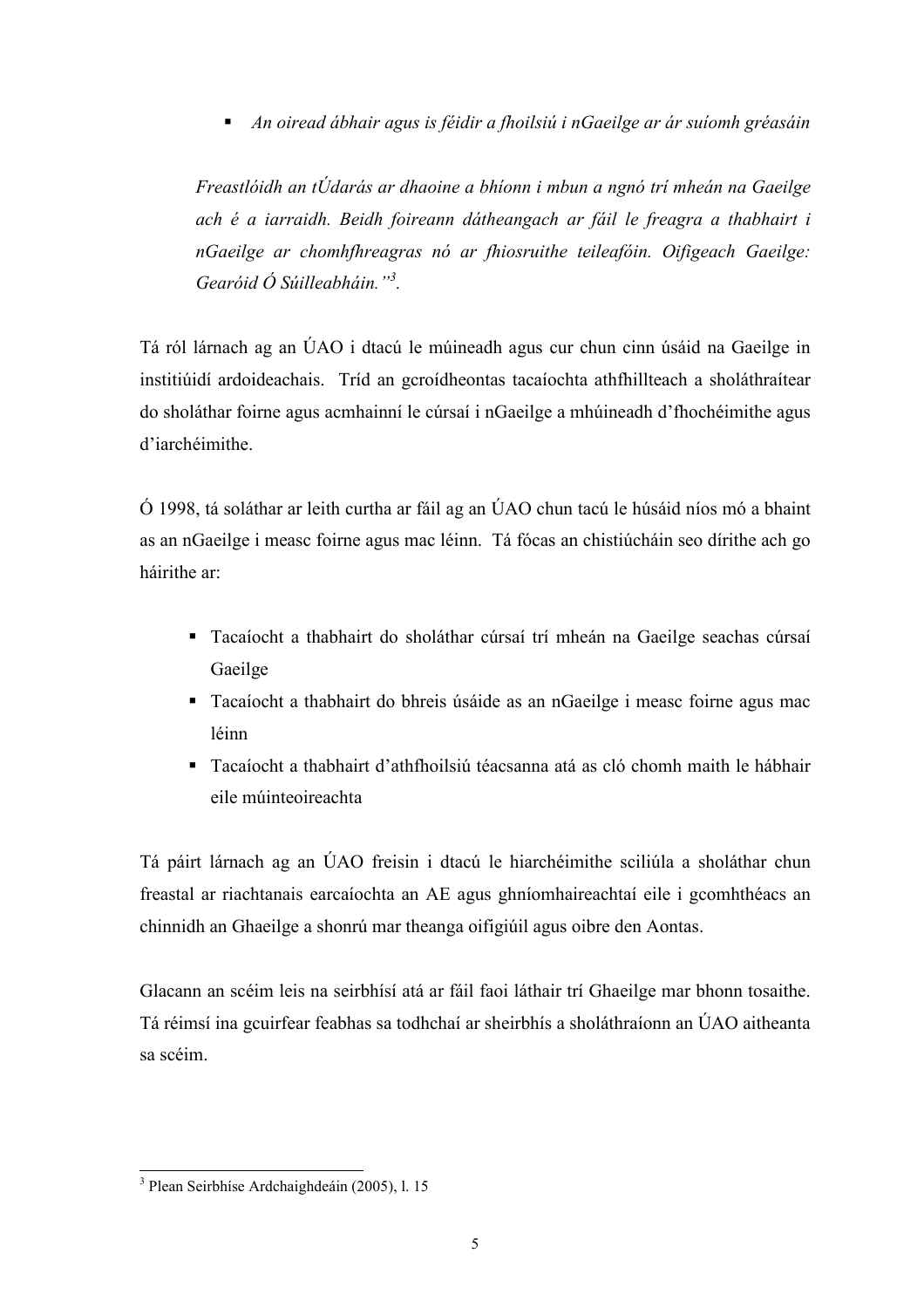- *An oiread ábhair agus is féidir a fhoilsiú i nGaeilge ar ár suíomh gréasáin*

*Freastlóidh an tÚdarás ar dhaoine a bhíonn i mbun a ngnó trí mheán na Gaeilge ach é a iarraidh. Beidh foireann dátheangach ar fáil le freagra a thabhairt i nGaeilge ar chomhfhreagras nó ar fhiosruithe teileafóin. Oifigeach Gaeilge: Gearóid Ó Súilleabháin."[3].*

Tá ról lárnach ag an ÚAO i dtacú le múineadh agus cur chun cinn úsáid na Gaeilge in institiúidí ardoideachais. Tríd an gcroídheontas tacaíochta athfhillteach a sholáthraítear do sholáthar foirne agus acmhainní le cúrsaí i nGaeilge a mhúineadh d'fhochéimithe agus d'iarchéimithe.

Ó 1998, tá soláthar ar leith curtha ar fáil ag an ÚAO chun tacú le húsáid níos mó a bhaint as an nGaeilge i measc foirne agus mac léinn. Tá fócas an chistiúcháin seo dírithe ach go háirithe ar:

- Tacaíocht a thabhairt do sholáthar cúrsaí trí mheán na Gaeilge seachas cúrsaí Gaeilge
- Tacaíocht a thabhairt do bhreis úsáide as an nGaeilge i measc foirne agus mac léinn
- Tacaíocht a thabhairt d'athfhoilsiú téacsanna atá as cló chomh maith le hábhair eile múinteoireachta

Tá páirt lárnach ag an ÚAO freisin i dtacú le hiarchéimithe sciliúla a sholáthar chun freastal ar riachtanais earcaíochta an AE agus ghníomhaireachtaí eile i gcomhthéacs an chinnidh an Ghaeilge a shonrú mar theanga oifigiúil agus oibre den Aontas.

Glacann an scéim leis na seirbhísí atá ar fáil faoi láthair trí Ghaeilge mar bhonn tosaithe. Tá réimsí ina gcuirfear feabhas sa todhchaí ar sheirbhís a sholáthraíonn an ÚAO aitheanta sa scéim.

---

[3] Plean Seirbhíse Ardchaighdeáin (2005), l. 15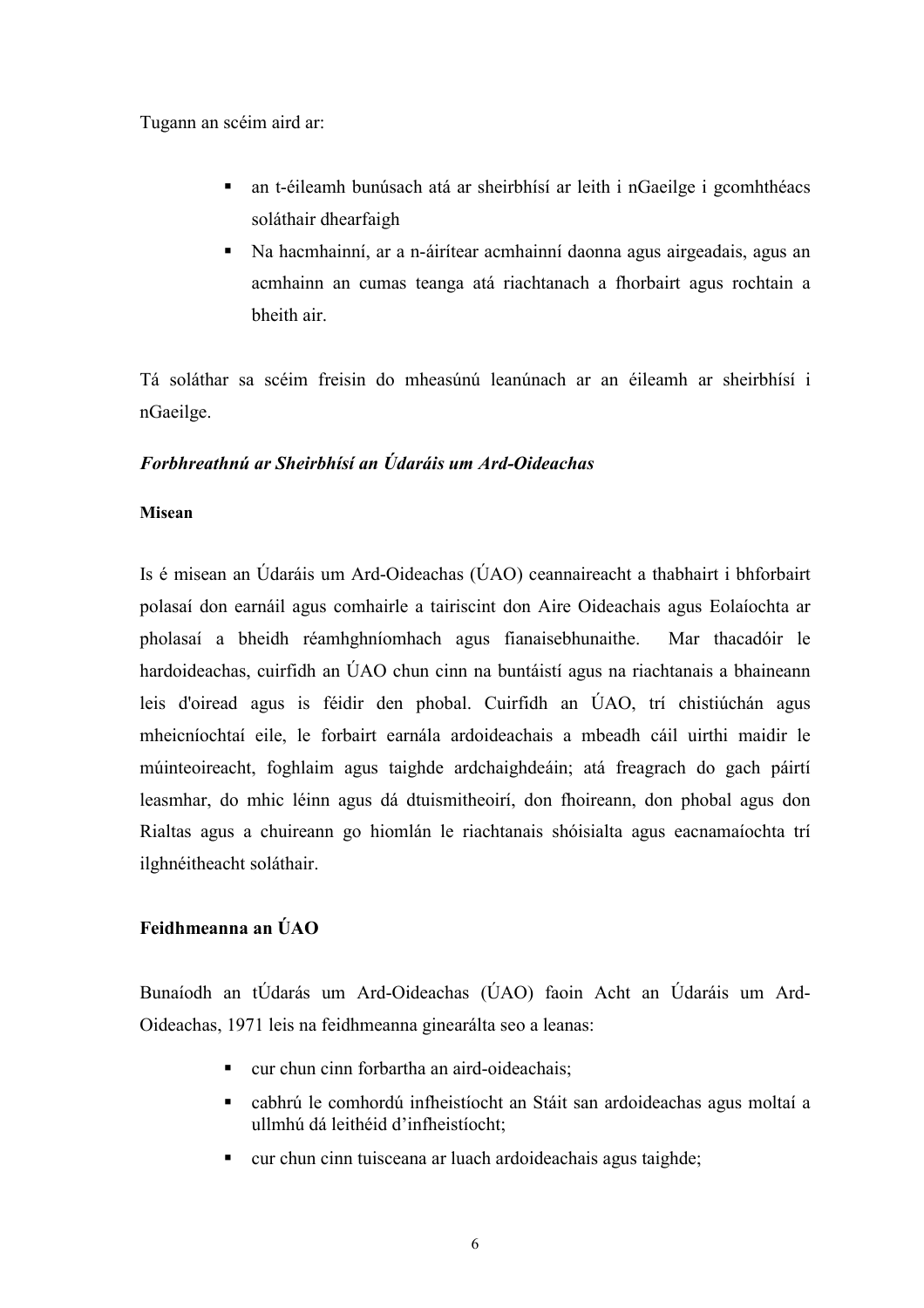Tugann an scéim aird ar:

- an t-éileamh bunúsach atá ar sheirbhísí ar leith i nGaeilge i gcomhthéacs soláthair dhearfaigh
- Na hacmhainní, ar a n-áirítear acmhainní daonna agus airgeadais, agus an acmhainn an cumas teanga atá riachtanach a fhorbairt agus rochtain a bheith air.

Tá soláthar sa scéim freisin do mheasúnú leanúnach ar an éileamh ar sheirbhísí i nGaeilge.

***Forbhreathnú ar Sheirbhísí an Údaráis um Ard-Oideachas***

**Misean**

Is é misean an Údaráis um Ard-Oideachas (ÚAO) ceannaireacht a thabhairt i bhforbairt polasaí don earnáil agus comhairle a tairiscint don Aire Oideachais agus Eolaíochta ar pholasaí a bheidh réamhghníomhach agus fianaisebhunaithe. Mar thacadóir le hardoideachas, cuirfidh an ÚAO chun cinn na buntáistí agus na riachtanais a bhaineann leis d'oiread agus is féidir den phobal. Cuirfidh an ÚAO, trí chistiúchán agus mheicníochtaí eile, le forbairt earnála ardoideachais a mbeadh cáil uirthi maidir le múinteoireacht, foghlaim agus taighde ardchaighdeáin; atá freagrach do gach páirtí leasmhar, do mhic léinn agus dá dtuismitheoirí, don fhoireann, don phobal agus don Rialtas agus a chuireann go hiomlán le riachtanais shóisialta agus eacnamaíochta trí ilghnéitheacht soláthair.

**Feidhmeanna an ÚAO**

Bunaíodh an tÚdarás um Ard-Oideachas (ÚAO) faoin Acht an Údaráis um Ard-Oideachas, 1971 leis na feidhmeanna ginearálta seo a leanas:

- cur chun cinn forbartha an aird-oideachais;
- cabhrú le comhordú infheistíocht an Stáit san ardoideachas agus moltaí a ullmhú dá leithéid d'infheistíocht;
- cur chun cinn tuisceana ar luach ardoideachais agus taighde;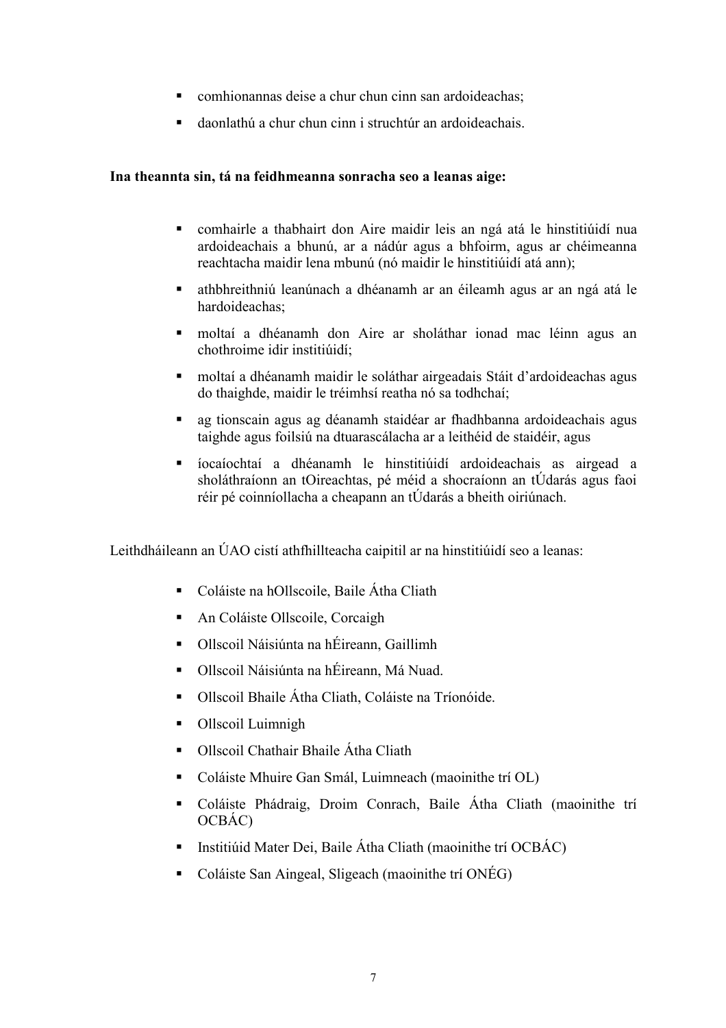- comhionannas deise a chur chun cinn san ardoideachas;
- daonlathú a chur chun cinn i struchtúr an ardoideachais.

**Ina theannta sin, tá na feidhmeanna sonracha seo a leanas aige:**

- comhairle a thabhairt don Aire maidir leis an ngá atá le hinstitiúidí nua ardoideachais a bhunú, ar a nádúr agus a bhfoirm, agus ar chéimeanna reachtacha maidir lena mbunú (nó maidir le hinstitiúidí atá ann);
- athbhreithniú leanúnach a dhéanamh ar an éileamh agus ar an ngá atá le hardoideachas;
- moltaí a dhéanamh don Aire ar sholáthar ionad mac léinn agus an chothroime idir institiúidí;
- moltaí a dhéanamh maidir le soláthar airgeadais Stáit d'ardoideachas agus do thaighde, maidir le tréimhsí reatha nó sa todhchaí;
- ag tionscain agus ag déanamh staidéar ar fhadhbanna ardoideachais agus taighde agus foilsiú na dtuarascálacha ar a leithéid de staidéir, agus
- íocaíochtaí a dhéanamh le hinstitiúidí ardoideachais as airgead a sholáthraíonn an tOireachtas, pé méid a shocraíonn an tÚdarás agus faoi réir pé coinníollacha a cheapann an tÚdarás a bheith oiriúnach.

Leithdháileann an ÚAO cistí athfhillteacha caipitil ar na hinstitiúidí seo a leanas:

- Coláiste na hOllscoile, Baile Átha Cliath
- An Coláiste Ollscoile, Corcaigh
- Ollscoil Náisiúnta na hÉireann, Gaillimh
- Ollscoil Náisiúnta na hÉireann, Má Nuad.
- Ollscoil Bhaile Átha Cliath, Coláiste na Tríonóide.
- Ollscoil Luimnigh
- Ollscoil Chathair Bhaile Átha Cliath
- Coláiste Mhuire Gan Smál, Luimneach (maoinithe trí OL)
- Coláiste Phádraig, Droim Conrach, Baile Átha Cliath (maoinithe trí OCBÁC)
- Institiúid Mater Dei, Baile Átha Cliath (maoinithe trí OCBÁC)
- Coláiste San Aingeal, Sligeach (maoinithe trí ONÉG)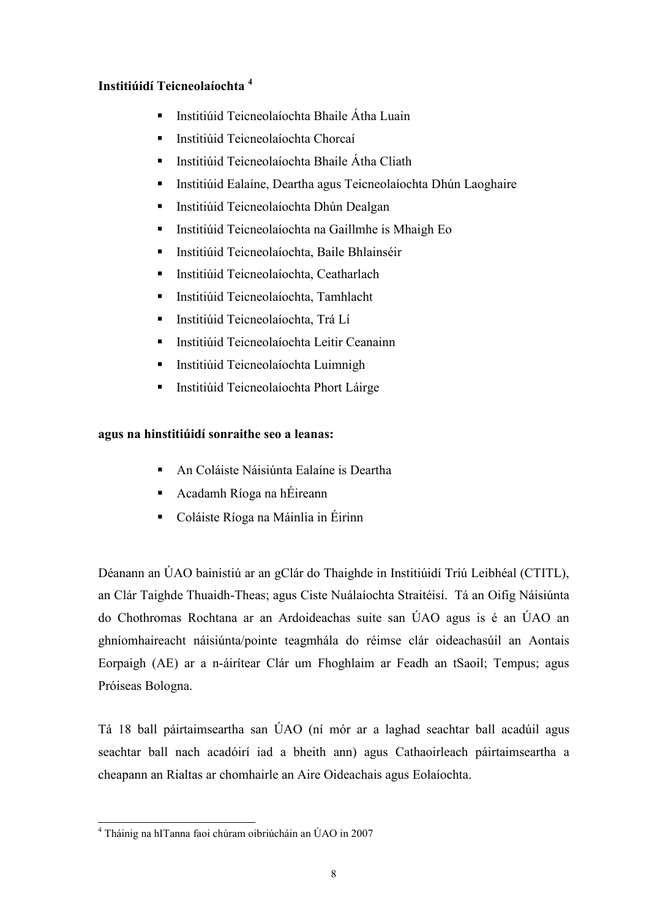**Institiúidí Teicneolaíochta [4]**

- Institiúid Teicneolaíochta Bhaile Átha Luain
- Institiúid Teicneolaíochta Chorcaí
- Institiúid Teicneolaíochta Bhaile Átha Cliath
- Institiúid Ealaíne, Deartha agus Teicneolaíochta Dhún Laoghaire
- Institiúid Teicneolaíochta Dhún Dealgan
- Institiúid Teicneolaíochta na Gaillmhe is Mhaigh Eo
- Institiúid Teicneolaíochta, Baile Bhlainséir
- Institiúid Teicneolaíochta, Ceatharlach
- Institiúid Teicneolaíochta, Tamhlacht
- Institiúid Teicneolaíochta, Trá Lí
- Institiúid Teicneolaíochta Leitir Ceanainn
- Institiúid Teicneolaíochta Luimnigh
- Institiúid Teicneolaíochta Phort Láirge

**agus na hinstitiúidí sonraithe seo a leanas:**

- An Coláiste Náisiúnta Ealaíne is Deartha
- Acadamh Ríoga na hÉireann
- Coláiste Ríoga na Máinlia in Éirinn

Déanann an ÚAO bainistiú ar an gClár do Thaighde in Institiúidí Tríú Leibhéal (CTITL), an Clár Taighde Thuaidh-Theas; agus Ciste Nuálaíochta Straitéisí. Tá an Oifig Náisiúnta do Chothromas Rochtana ar an Ardoideachas suite san ÚAO agus is é an ÚAO an ghníomhaireacht náisiúnta/pointe teagmhála do réimse clár oideachasúil an Aontais Eorpaigh (AE) ar a n-áirítear Clár um Fhoghlaim ar Feadh an tSaoil; Tempus; agus Próiseas Bologna.

Tá 18 ball páirtaimseartha san ÚAO (ní mór ar a laghad seachtar ball acadúil agus seachtar ball nach acadóirí iad a bheith ann) agus Cathaoirleach páirtaimseartha a cheapann an Rialtas ar chomhairle an Aire Oideachais agus Eolaíochta.

[4] Tháinig na hITanna faoi chúram oibriúcháin an ÚAO in 2007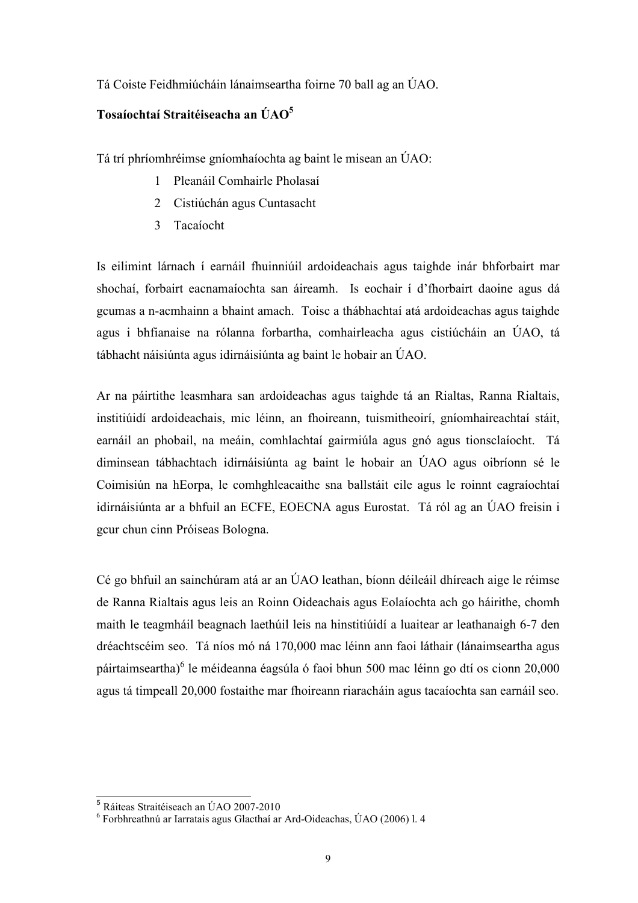Tá Coiste Feidhmiúcháin lánaimseartha foirne 70 ball ag an ÚAO.

**Tosaíochtaí Straitéiseacha an ÚAO[5]**

Tá trí phríomhréimse gníomhaíochta ag baint le misean an ÚAO:

1. Pleanáil Comhairle Pholasaí
2. Cistiúchán agus Cuntasacht
3. Tacaíocht

Is eilimint lárnach í earnáil fhuinniúil ardoideachais agus taighde inár bhforbairt mar shochaí, forbairt eacnamaíochta san áireamh. Is eochair í d'fhorbairt daoine agus dá gcumas a n-acmhainn a bhaint amach. Toisc a thábhachtaí atá ardoideachas agus taighde agus i bhfianaise na rólanna forbartha, comhairleacha agus cistiúcháin an ÚAO, tá tábhacht náisiúnta agus idirnáisiúnta ag baint le hobair an ÚAO.

Ar na páirtithe leasmhara san ardoideachas agus taighde tá an Rialtas, Ranna Rialtais, institiúidí ardoideachais, mic léinn, an fhoireann, tuismitheoirí, gníomhaireachtaí stáit, earnáil an phobail, na meáin, comhlachtaí gairmiúla agus gnó agus tionsclaíocht. Tá diminsean tábhachtach idirnáisiúnta ag baint le hobair an ÚAO agus oibríonn sé le Coimisiún na hEorpa, le comhghleacaithe sna ballstáit eile agus le roinnt eagraíochtaí idirnáisiúnta ar a bhfuil an ECFE, EOECNA agus Eurostat. Tá ról ag an ÚAO freisin i gcur chun cinn Próiseas Bologna.

Cé go bhfuil an sainchúram atá ar an ÚAO leathan, bíonn déileáil dhíreach aige le réimse de Ranna Rialtais agus leis an Roinn Oideachais agus Eolaíochta ach go háirithe, chomh maith le teagmháil beagnach laethúil leis na hinstitiúidí a luaitear ar leathanaigh 6-7 den dréachtscéim seo. Tá níos mó ná 170,000 mac léinn ann faoi láthair (lánaimseartha agus páirtaimseartha)[6] le méideanna éagsúla ó faoi bhun 500 mac léinn go dtí os cionn 20,000 agus tá timpeall 20,000 fostaithe mar fhoireann riaracháin agus tacaíochta san earnáil seo.

---

[5] Ráiteas Straitéiseach an ÚAO 2007-2010

[6] Forbhreathnú ar Iarratais agus Glacthaí ar Ard-Oideachas, ÚAO (2006) l. 4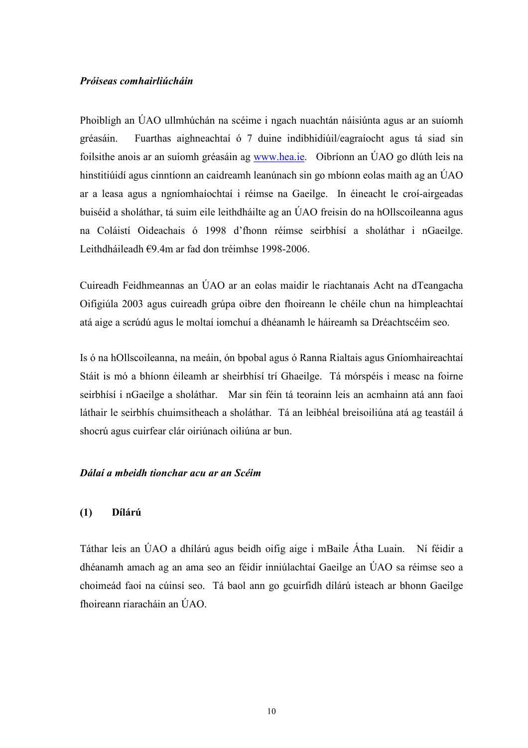***Próiseas comhairliúcháin***

Phoibligh an ÚAO ullmhúchán na scéime i ngach nuachtán náisiúnta agus ar an suíomh gréasáin. Fuarthas aighneachtaí ó 7 duine indibhidiúil/eagraíocht agus tá siad sin foilsithe anois ar an suíomh gréasáin ag www.hea.ie. Oibríonn an ÚAO go dlúth leis na hinstitiúidí agus cinntíonn an caidreamh leanúnach sin go mbíonn eolas maith ag an ÚAO ar a leasa agus a ngníomhaíochtaí i réimse na Gaeilge. In éineacht le croí-airgeadas buiséid a sholáthar, tá suim eile leithdháilte ag an ÚAO freisin do na hOllscoileanna agus na Coláistí Oideachais ó 1998 d'fhonn réimse seirbhísí a sholáthar i nGaeilge. Leithdháileadh €9.4m ar fad don tréimhse 1998-2006.

Cuireadh Feidhmeannas an ÚAO ar an eolas maidir le riachtanais Acht na dTeangacha Oifigiúla 2003 agus cuireadh grúpa oibre den fhoireann le chéile chun na himpleachtaí atá aige a scrúdú agus le moltaí iomchuí a dhéanamh le háireamh sa Dréachtscéim seo.

Is ó na hOllscoileanna, na meáin, ón bpobal agus ó Ranna Rialtais agus Gníomhaireachtaí Stáit is mó a bhíonn éileamh ar sheirbhísí trí Ghaeilge. Tá mórspéis i measc na foirne seirbhísí i nGaeilge a sholáthar. Mar sin féin tá teorainn leis an acmhainn atá ann faoi láthair le seirbhís chuimsitheach a sholáthar. Tá an leibhéal breisoiliúna atá ag teastáil á shocrú agus cuirfear clár oiriúnach oiliúna ar bun.

***Dálaí a mbeidh tionchar acu ar an Scéim***

**(1) Dílárú**

Táthar leis an ÚAO a dhílárú agus beidh oifig aige i mBaile Átha Luain. Ní féidir a dhéanamh amach ag an ama seo an féidir inniúlachtaí Gaeilge an ÚAO sa réimse seo a choimeád faoi na cúinsí seo. Tá baol ann go gcuirfidh dílárú isteach ar bhonn Gaeilge fhoireann riaracháin an ÚAO.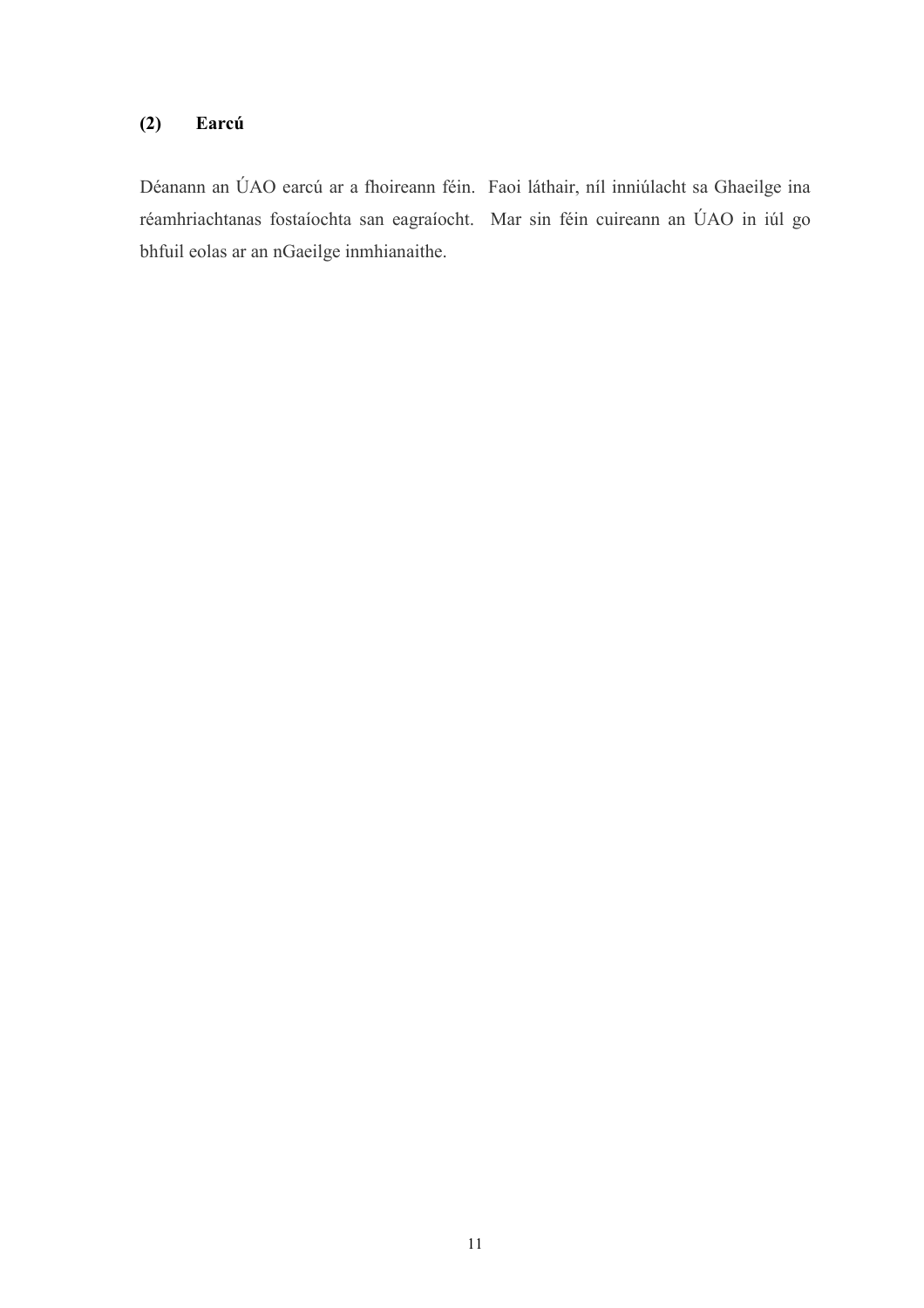### (2) Earcú

Déanann an ÚAO earcú ar a fhoireann féin. Faoi láthair, níl inniúlacht sa Ghaeilge ina réamhriachtanas fostaíochta san eagraíocht. Mar sin féin cuireann an ÚAO in iúl go bhfuil eolas ar an nGaeilge inmhianaithe.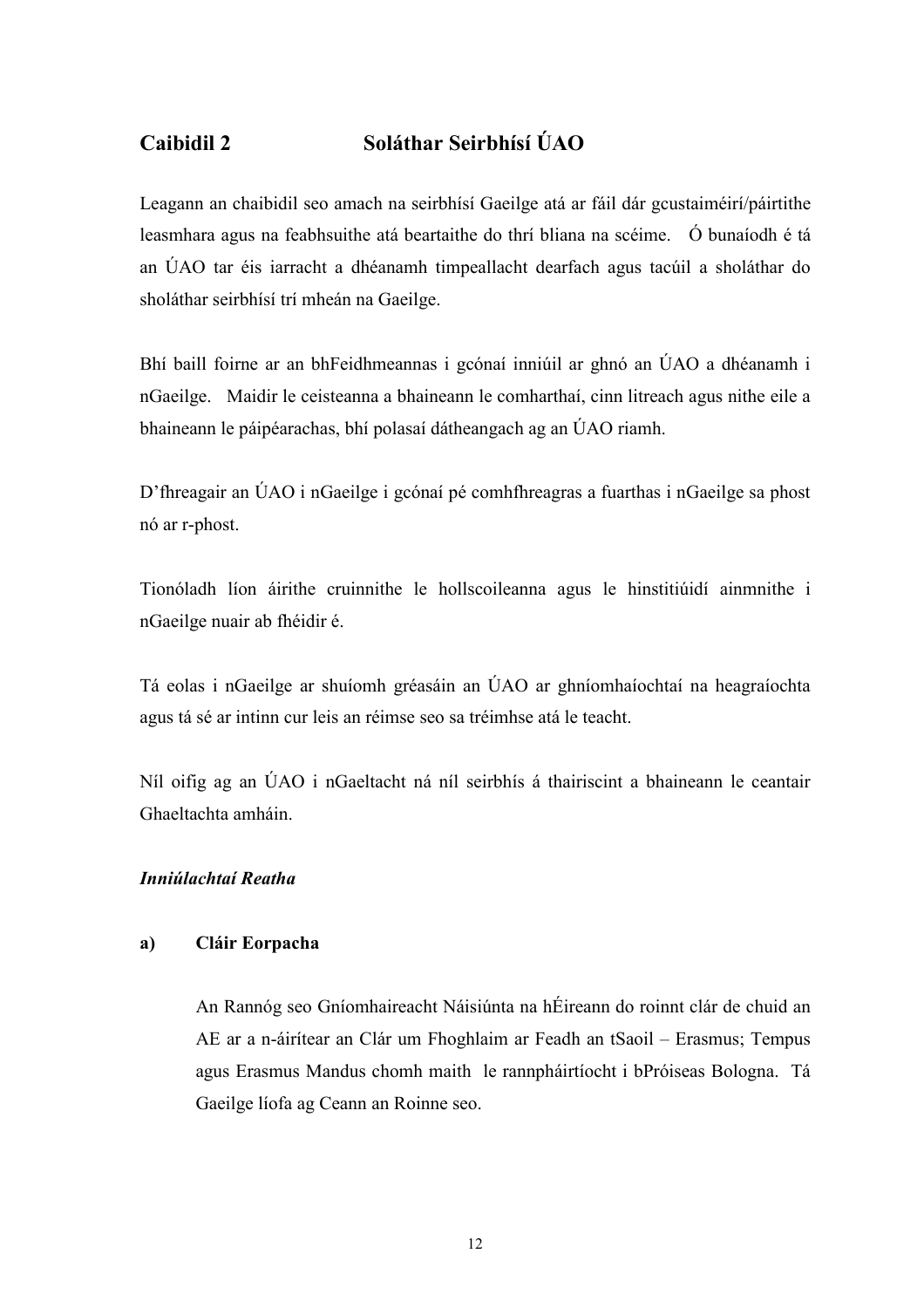## Caibidil 2 Soláthar Seirbhísí ÚAO

Leagann an chaibidil seo amach na seirbhísí Gaeilge atá ar fáil dár gcustaiméirí/páirtithe leasmhara agus na feabhsuithe atá beartaithe do thrí bliana na scéime. Ó bunaíodh é tá an ÚAO tar éis iarracht a dhéanamh timpeallacht dearfach agus tacúil a sholáthar do sholáthar seirbhísí trí mheán na Gaeilge.

Bhí baill foirne ar an bhFeidhmeannas i gcónaí inniúil ar ghnó an ÚAO a dhéanamh i nGaeilge. Maidir le ceisteanna a bhaineann le comharthaí, cinn litreach agus nithe eile a bhaineann le páipéarachas, bhí polasaí dátheangach ag an ÚAO riamh.

D'fhreagair an ÚAO i nGaeilge i gcónaí pé comhfhreagras a fuarthas i nGaeilge sa phost nó ar r-phost.

Tionóladh líon áirithe cruinnithe le hollscoileanna agus le hinstitiúidí ainmnithe i nGaeilge nuair ab fhéidir é.

Tá eolas i nGaeilge ar shuíomh gréasáin an ÚAO ar ghníomhaíochtaí na heagraíochta agus tá sé ar intinn cur leis an réimse seo sa tréimhse atá le teacht.

Níl oifig ag an ÚAO i nGaeltacht ná níl seirbhís á thairiscint a bhaineann le ceantair Ghaeltachta amháin.

### *Inniúlachtaí Reatha*

**a) Cláir Eorpacha**

An Rannóg seo Gníomhaireacht Náisiúnta na hÉireann do roinnt clár de chuid an AE ar a n-áirítear an Clár um Fhoghlaim ar Feadh an tSaoil – Erasmus; Tempus agus Erasmus Mandus chomh maith le rannpháirtíocht i bPróiseas Bologna. Tá Gaeilge líofa ag Ceann an Roinne seo.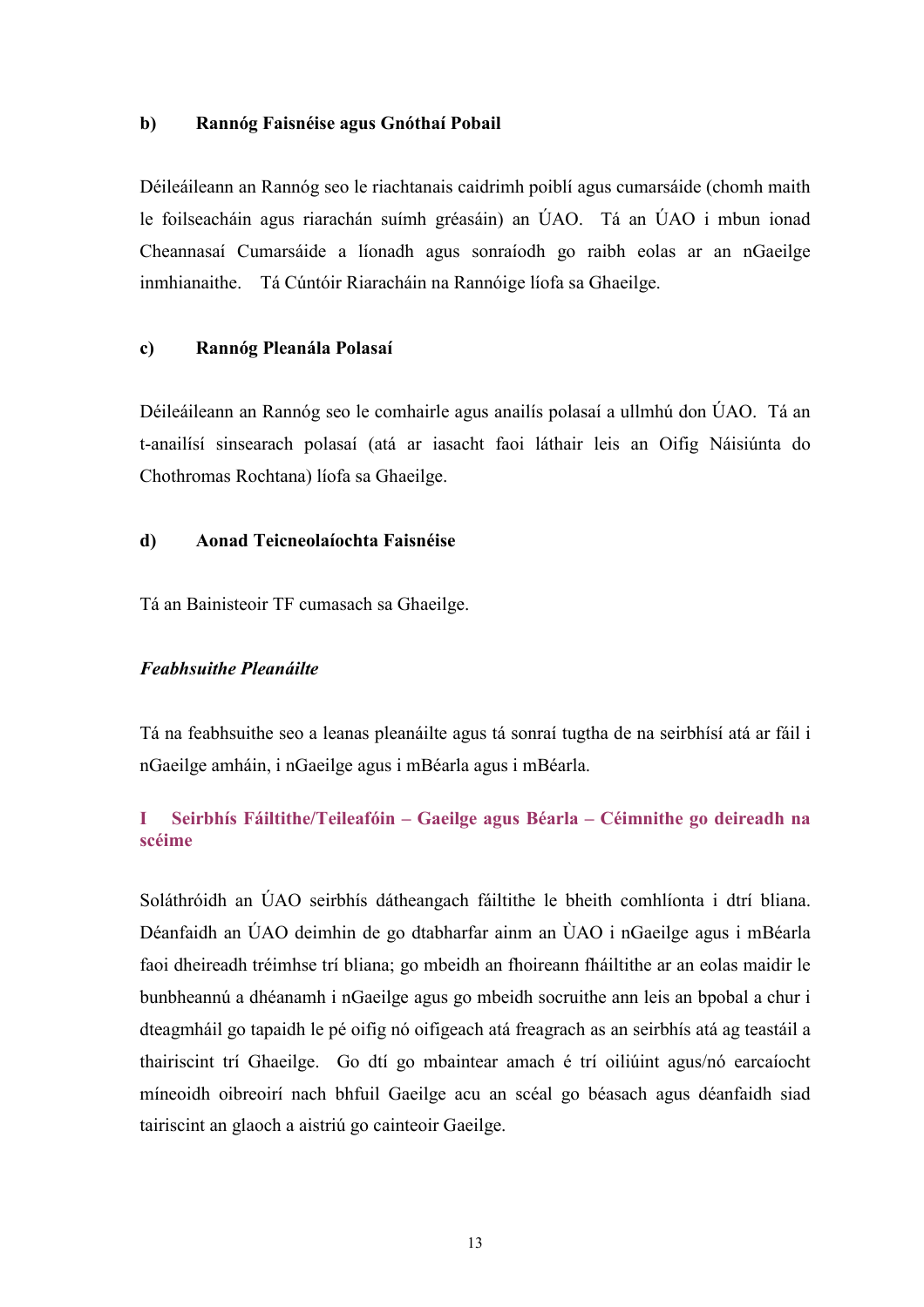### b) Rannóg Faisnéise agus Gnóthaí Pobail

Déileáileann an Rannóg seo le riachtanais caidrimh poiblí agus cumarsáide (chomh maith le foilseacháin agus riarachán suímh gréasáin) an ÚAO. Tá an ÚAO i mbun ionad Cheannasaí Cumarsáide a líonadh agus sonraíodh go raibh eolas ar an nGaeilge inmhianaithe. Tá Cúntóir Riaracháin na Rannóige líofa sa Ghaeilge.

### c) Rannóg Pleanála Polasaí

Déileáileann an Rannóg seo le comhairle agus anailís polasaí a ullmhú don ÚAO. Tá an t-anailísí sinsearach polasaí (atá ar iasacht faoi láthair leis an Oifig Náisiúnta do Chothromas Rochtana) líofa sa Ghaeilge.

### d) Aonad Teicneolaíochta Faisnéise

Tá an Bainisteoir TF cumasach sa Ghaeilge.

***Feabhsuithe Pleanáilte***

Tá na feabhsuithe seo a leanas pleanáilte agus tá sonraí tugtha de na seirbhísí atá ar fáil i nGaeilge amháin, i nGaeilge agus i mBéarla agus i mBéarla.

### I Seirbhís Fáiltithe/Teileafóin – Gaeilge agus Béarla – Céimnithe go deireadh na scéime

Soláthróidh an ÚAO seirbhís dátheangach fáiltithe le bheith comhlíonta i dtrí bliana. Déanfaidh an ÚAO deimhin de go dtabharfar ainm an ÙAO i nGaeilge agus i mBéarla faoi dheireadh tréimhse trí bliana; go mbeidh an fhoireann fháiltithe ar an eolas maidir le bunbheannú a dhéanamh i nGaeilge agus go mbeidh socruithe ann leis an bpobal a chur i dteagmháil go tapaidh le pé oifig nó oifigeach atá freagrach as an seirbhís atá ag teastáil a thairiscint trí Ghaeilge. Go dtí go mbaintear amach é trí oiliúint agus/nó earcaíocht míneoidh oibreoirí nach bhfuil Gaeilge acu an scéal go béasach agus déanfaidh siad tairiscint an glaoch a aistriú go cainteoir Gaeilge.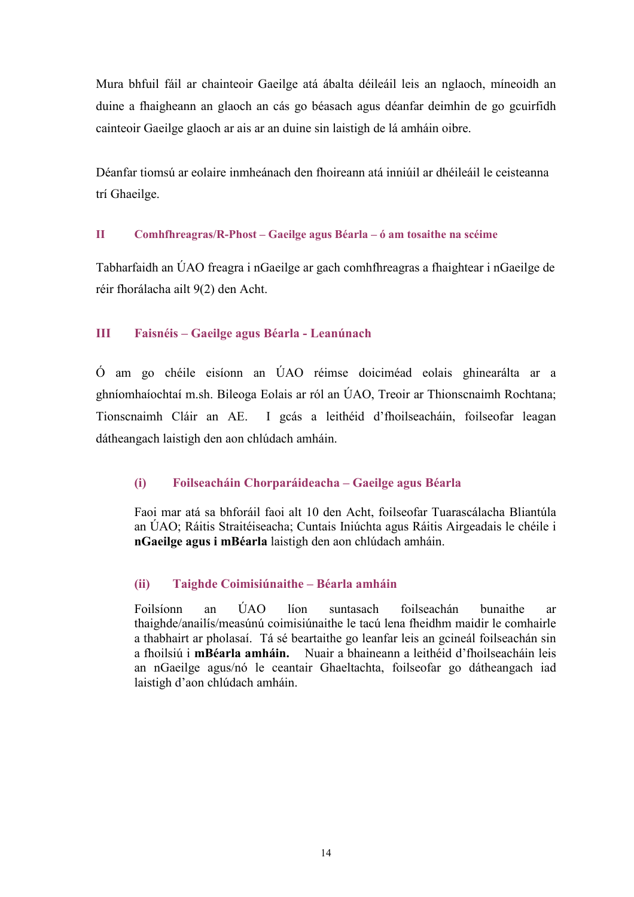Mura bhfuil fáil ar chainteoir Gaeilge atá ábalta déileáil leis an nglaoch, míneoidh an duine a fhaigheann an glaoch an cás go béasach agus déanfar deimhin de go gcuirfidh cainteoir Gaeilge glaoch ar ais ar an duine sin laistigh de lá amháin oibre.

Déanfar tiomsú ar eolaire inmheánach den fhoireann atá inniúil ar dhéileáil le ceisteanna trí Ghaeilge.

### II Comhfhreagras/R-Phost – Gaeilge agus Béarla – ó am tosaithe na scéime

Tabharfaidh an ÚAO freagra i nGaeilge ar gach comhfhreagras a fhaightear i nGaeilge de réir fhorálacha ailt 9(2) den Acht.

### III Faisnéis – Gaeilge agus Béarla - Leanúnach

Ó am go chéile eisíonn an ÚAO réimse doiciméad eolais ghinearálta ar a ghníomhaíochtaí m.sh. Bileoga Eolais ar ról an ÚAO, Treoir ar Thionscnaimh Rochtana; Tionscnaimh Cláir an AE. I gcás a leithéid d'fhoilseacháin, foilseofar leagan dátheangach laistigh den aon chlúdach amháin.

#### (i) Foilseacháin Chorparáideacha – Gaeilge agus Béarla

Faoi mar atá sa bhforáil faoi alt 10 den Acht, foilseofar Tuarascálacha Bliantúla an ÚAO; Ráitis Straitéiseacha; Cuntais Iniúchta agus Ráitis Airgeadais le chéile i **nGaeilge agus i mBéarla** laistigh den aon chlúdach amháin.

#### (ii) Taighde Coimisiúnaithe – Béarla amháin

Foilsíonn an ÚAO líon suntasach foilseachán bunaithe ar thaighde/anailís/measúnú coimisiúnaithe le tacú lena fheidhm maidir le comhairle a thabhairt ar pholasaí. Tá sé beartaithe go leanfar leis an gcineál foilseachán sin a fhoilsiú i **mBéarla amháin.** Nuair a bhaineann a leithéid d'fhoilseacháin leis an nGaeilge agus/nó le ceantair Ghaeltachta, foilseofar go dátheangach iad laistigh d'aon chlúdach amháin.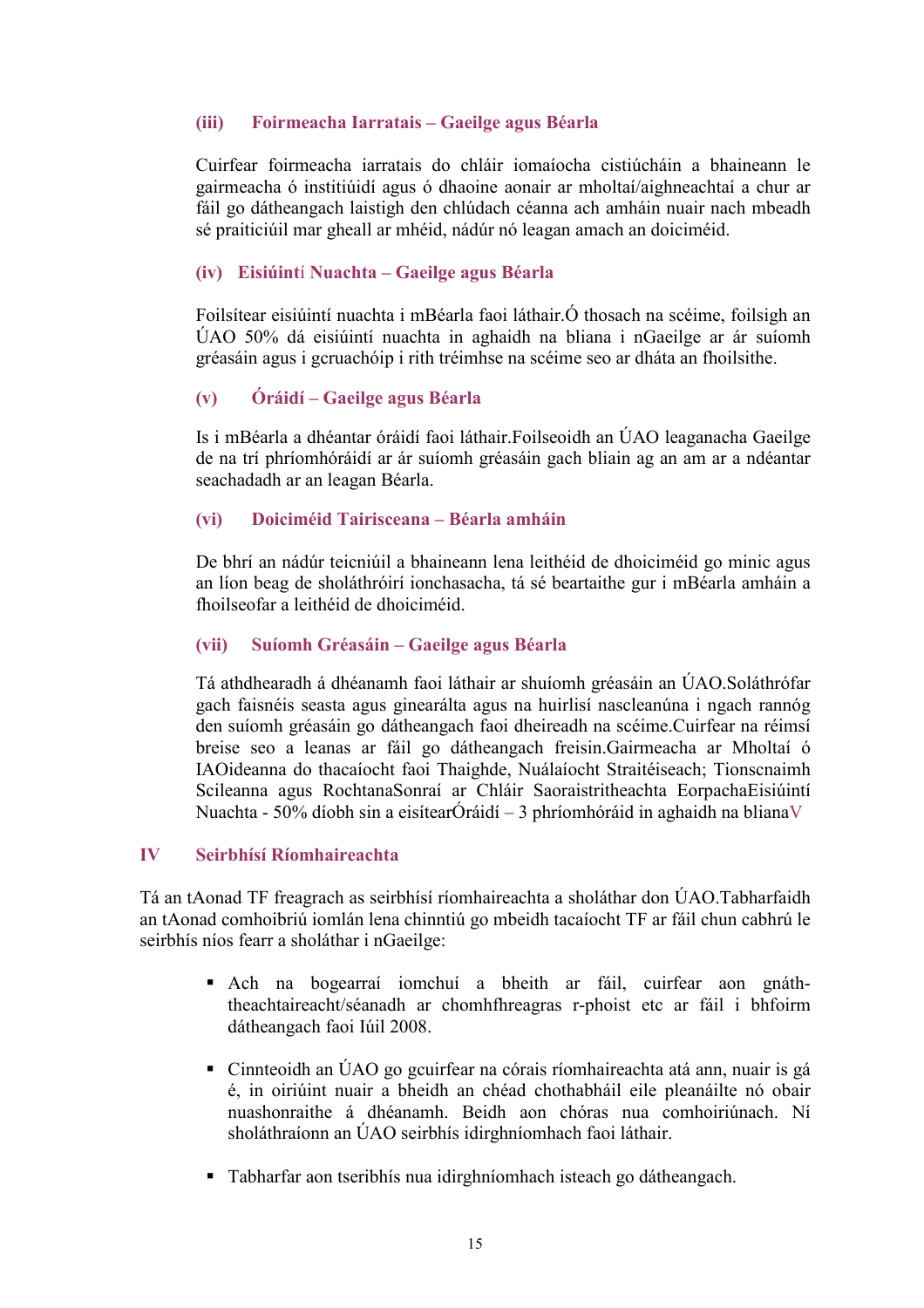### (iii) Foirmeacha Iarratais – Gaeilge agus Béarla

Cuirfear foirmeacha iarratais do chláir iomaíocha cistiúcháin a bhaineann le gairmeacha ó institiúidí agus ó dhaoine aonair ar mholtaí/aighneachtaí a chur ar fáil go dátheangach laistigh den chlúdach céanna ach amháin nuair nach mbeadh sé praiticiúil mar gheall ar mhéid, nádúr nó leagan amach an doiciméid.

### (iv) Eisiúintí Nuachta – Gaeilge agus Béarla

Foilsítear eisiúintí nuachta i mBéarla faoi láthair.Ó thosach na scéime, foilsigh an ÚAO 50% dá eisiúintí nuachta in aghaidh na bliana i nGaeilge ar ár suíomh gréasáin agus i gcruachóip i rith tréimhse na scéime seo ar dháta an fhoilsithe.

### (v) Óráidí – Gaeilge agus Béarla

Is i mBéarla a dhéantar óráidí faoi láthair.Foilseoidh an ÚAO leaganacha Gaeilge de na trí phríomhóráidí ar ár suíomh gréasáin gach bliain ag an am ar a ndéantar seachadadh ar an leagan Béarla.

### (vi) Doiciméid Tairisceana – Béarla amháin

De bhrí an nádúr teicniúil a bhaineann lena leithéid de dhoiciméid go minic agus an líon beag de sholáthróirí ionchasacha, tá sé beartaithe gur i mBéarla amháin a fhoilseofar a leithéid de dhoiciméid.

### (vii) Suíomh Gréasáin – Gaeilge agus Béarla

Tá athdhearadh á dhéanamh faoi láthair ar shuíomh gréasáin an ÚAO.Soláthrófar gach faisnéis seasta agus ginearálta agus na huirlisí nascleanúna i ngach rannóg den suíomh gréasáin go dátheangach faoi dheireadh na scéime.Cuirfear na réimsí breise seo a leanas ar fáil go dátheangach freisin.Gairmeacha ar Mholtaí ó IAOideanna do thacaíocht faoi Thaighde, Nuálaíocht Straitéiseach; Tionscnaimh Scileanna agus RochtanaSonraí ar Chláir Saoraistritheachta EorpachaEisiúintí Nuachta - 50% díobh sin a eisítearÓráidí – 3 phríomhóráid in aghaidh na blianaV

## IV Seirbhísí Ríomhaireachta

Tá an tAonad TF freagrach as seirbhísí ríomhaireachta a sholáthar don ÚAO.Tabharfaidh an tAonad comhoibriú iomlán lena chinntiú go mbeidh tacaíocht TF ar fáil chun cabhrú le seirbhís níos fearr a sholáthar i nGaeilge:

- Ach na bogearraí iomchuí a bheith ar fáil, cuirfear aon gnáth-theachtaireacht/séanadh ar chomhfhreagras r-phoist etc ar fáil i bhfoirm dátheangach faoi Iúil 2008.
- Cinnteoidh an ÚAO go gcuirfear na córais ríomhaireachta atá ann, nuair is gá é, in oiriúint nuair a bheidh an chéad chothabháil eile pleanáilte nó obair nuashonraithe á dhéanamh. Beidh aon chóras nua comhoiriúnach. Ní sholáthraíonn an ÚAO seirbhís idirghníomhach faoi láthair.
- Tabharfar aon tseribhís nua idirghníomhach isteach go dátheangach.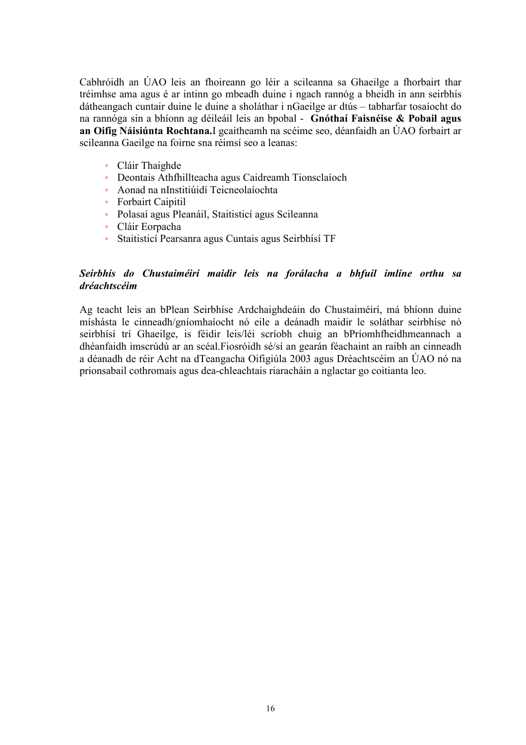Cabhróidh an ÚAO leis an fhoireann go léir a scileanna sa Ghaeilge a fhorbairt thar tréimhse ama agus é ar intinn go mbeadh duine i ngach rannóg a bheidh in ann seirbhís dátheangach cuntair duine le duine a sholáthar i nGaeilge ar dtús – tabharfar tosaíocht do na rannóga sin a bhíonn ag déileáil leis an bpobal - **Gnóthaí Faisnéise & Pobail agus an Oifig Náisiúnta Rochtana.**I gcaitheamh na scéime seo, déanfaidh an ÚAO forbairt ar scileanna Gaeilge na foirne sna réimsí seo a leanas:

- Cláir Thaighde
- Deontais Athfhillteacha agus Caidreamh Tionsclaíoch
- Aonad na nInstitiúidí Teicneolaíochta
- Forbairt Caipitil
- Polasaí agus Pleanáil, Staitisticí agus Scileanna
- Cláir Eorpacha
- Staitisticí Pearsanra agus Cuntais agus Seirbhísí TF

***Seirbhís do Chustaiméirí maidir leis na forálacha a bhfuil imlíne orthu sa dréachtscéim***

Ag teacht leis an bPlean Seirbhíse Ardchaighdeáin do Chustaiméirí, má bhíonn duine míshásta le cinneadh/gníomhaíocht nó eile a deánadh maidir le soláthar seirbhíse nó seirbhísí trí Ghaeilge, is féidir leis/léi scríobh chuig an bPríomhfheidhmeannach a dhéanfaidh imscrúdú ar an scéal.Fiosróidh sé/sí an gearán féachaint an raibh an cinneadh a déanadh de réir Acht na dTeangacha Oifigiúla 2003 agus Dréachtscéim an ÚAO nó na prionsabail cothromais agus dea-chleachtais riaracháin a nglactar go coitianta leo.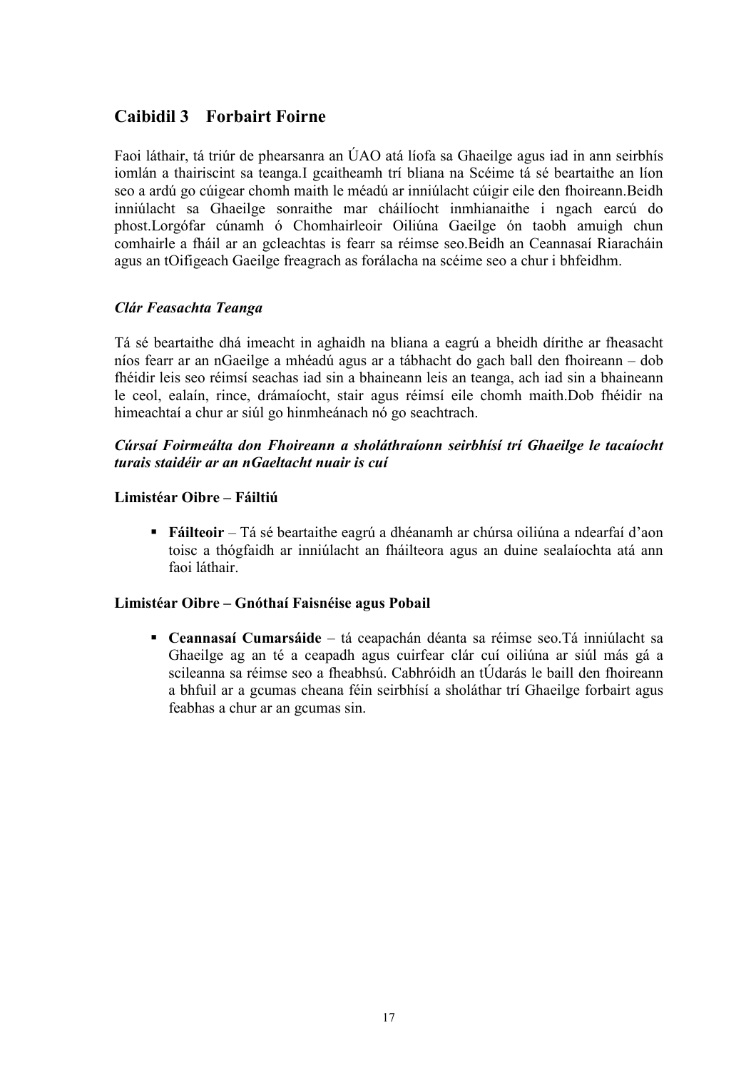## Caibidil 3 Forbairt Foirne

Faoi láthair, tá triúr de phearsanra an ÚAO atá líofa sa Ghaeilge agus iad in ann seirbhís iomlán a thairiscint sa teanga.I gcaitheamh trí bliana na Scéime tá sé beartaithe an líon seo a ardú go cúigear chomh maith le méadú ar inniúlacht cúigir eile den fhoireann.Beidh inniúlacht sa Ghaeilge sonraithe mar cháilíocht inmhianaithe i ngach earcú do phost.Lorgófar cúnamh ó Chomhairleoir Oiliúna Gaeilge ón taobh amuigh chun comhairle a fháil ar an gcleachtas is fearr sa réimse seo.Beidh an Ceannasaí Riaracháin agus an tOifigeach Gaeilge freagrach as forálacha na scéime seo a chur i bhfeidhm.

### *Clár Feasachta Teanga*

Tá sé beartaithe dhá imeacht in aghaidh na bliana a eagrú a bheidh dírithe ar fheasacht níos fearr ar an nGaeilge a mhéadú agus ar a tábhacht do gach ball den fhoireann – dob fhéidir leis seo réimsí seachas iad sin a bhaineann leis an teanga, ach iad sin a bhaineann le ceol, ealaín, rince, drámaíocht, stair agus réimsí eile chomh maith.Dob fhéidir na himeachtaí a chur ar siúl go hinmheánach nó go seachtrach.

### *Cúrsaí Foirmeálta don Fhoireann a sholáthraíonn seirbhísí trí Ghaeilge le tacaíocht turais staidéir ar an nGaeltacht nuair is cuí*

#### Limistéar Oibre – Fáiltiú

- **Fáilteoir** – Tá sé beartaithe eagrú a dhéanamh ar chúrsa oiliúna a ndearfaí d'aon toisc a thógfaidh ar inniúlacht an fháilteora agus an duine sealaíochta atá ann faoi láthair.

#### Limistéar Oibre – Gnóthaí Faisnéise agus Pobail

- **Ceannasaí Cumarsáide** – tá ceapachán déanta sa réimse seo.Tá inniúlacht sa Ghaeilge ag an té a ceapadh agus cuirfear clár cuí oiliúna ar siúl más gá a scileanna sa réimse seo a fheabhsú. Cabhróidh an tÚdarás le baill den fhoireann a bhfuil ar a gcumas cheana féin seirbhísí a sholáthar trí Ghaeilge forbairt agus feabhas a chur ar an gcumas sin.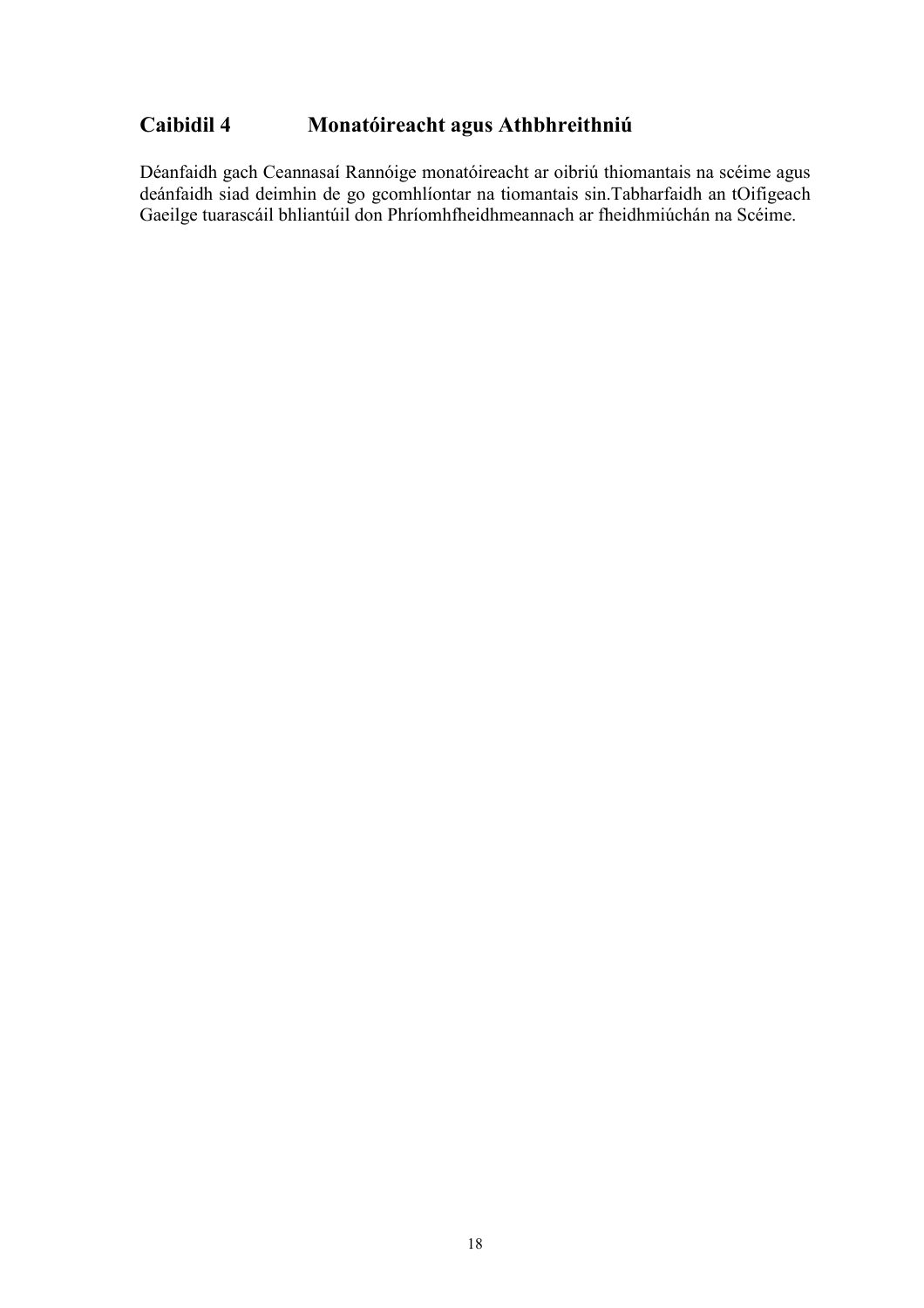## Caibidil 4 Monatóireacht agus Athbhreithniú

Déanfaidh gach Ceannasaí Rannóige monatóireacht ar oibriú thiomantais na scéime agus deánfaidh siad deimhin de go gcomhlíontar na tiomantais sin.Tabharfaidh an tOifigeach Gaeilge tuarascáil bhliantúil don Phríomhfheidhmeannach ar fheidhmiúchán na Scéime.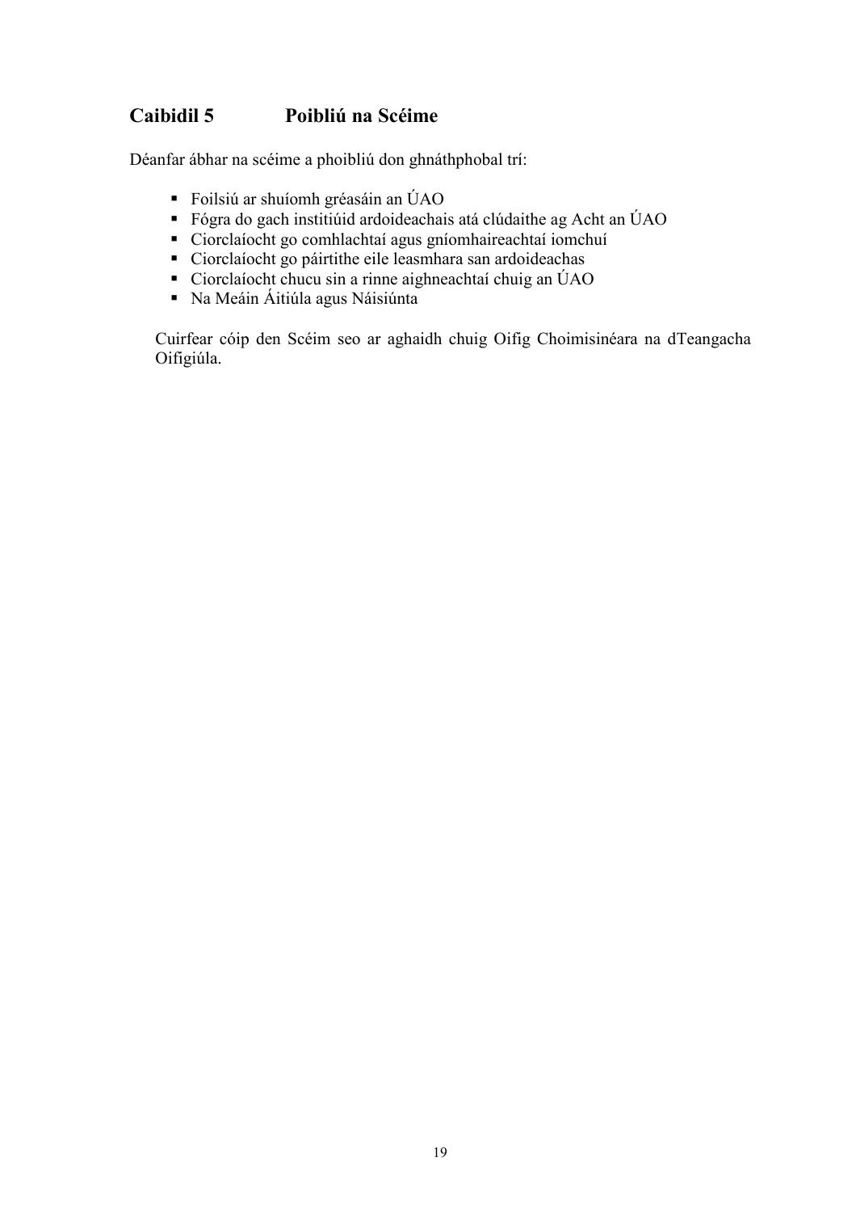## Caibidil 5 Poibliú na Scéime

Déanfar ábhar na scéime a phoibliú don ghnáthphobal trí:

- Foilsiú ar shuíomh gréasáin an ÚAO
- Fógra do gach institiúid ardoideachais atá clúdaithe ag Acht an ÚAO
- Ciorclaíocht go comhlachtaí agus gníomhaireachtaí iomchuí
- Ciorclaíocht go páirtithe eile leasmhara san ardoideachas
- Ciorclaíocht chucu sin a rinne aighneachtaí chuig an ÚAO
- Na Meáin Áitiúla agus Náisiúnta

Cuirfear cóip den Scéim seo ar aghaidh chuig Oifig Choimisinéara na dTeangacha Oifigiúla.